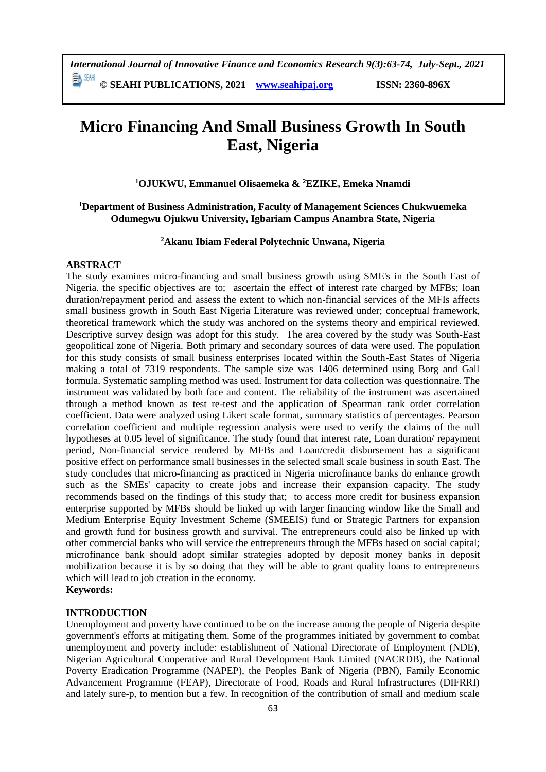# Micro Financing And Small Business Growth In South East, Nigeria

[1]OJUKWU, Emmanuel Olisaemeka & [2]EZIKE, Emeka Nnamdi

[1]Department of Business Administration, Faculty of Management Sciences Chukwuemeka Odumegwu Ojukwu University, Igbariam Campus Anambra State, Nigeria

[2]Akanu Ibiam Federal Polytechnic Unwana, Nigeria

## ABSTRACT

The study examines micro-financing and small business growth using SME's in the South East of Nigeria. the specific objectives are to; ascertain the effect of interest rate charged by MFBs; loan duration/repayment period and assess the extent to which non-financial services of the MFIs affects small business growth in South East Nigeria Literature was reviewed under; conceptual framework, theoretical framework which the study was anchored on the systems theory and empirical reviewed. Descriptive survey design was adopt for this study. The area covered by the study was South-East geopolitical zone of Nigeria. Both primary and secondary sources of data were used. The population for this study consists of small business enterprises located within the South-East States of Nigeria making a total of 7319 respondents. The sample size was 1406 determined using Borg and Gall formula. Systematic sampling method was used. Instrument for data collection was questionnaire. The instrument was validated by both face and content. The reliability of the instrument was ascertained through a method known as test re-test and the application of Spearman rank order correlation coefficient. Data were analyzed using Likert scale format, summary statistics of percentages. Pearson correlation coefficient and multiple regression analysis were used to verify the claims of the null hypotheses at 0.05 level of significance. The study found that interest rate, Loan duration/ repayment period, Non-financial service rendered by MFBs and Loan/credit disbursement has a significant positive effect on performance small businesses in the selected small scale business in south East. The study concludes that micro-financing as practiced in Nigeria microfinance banks do enhance growth such as the SMEs' capacity to create jobs and increase their expansion capacity. The study recommends based on the findings of this study that; to access more credit for business expansion enterprise supported by MFBs should be linked up with larger financing window like the Small and Medium Enterprise Equity Investment Scheme (SMEEIS) fund or Strategic Partners for expansion and growth fund for business growth and survival. The entrepreneurs could also be linked up with other commercial banks who will service the entrepreneurs through the MFBs based on social capital; microfinance bank should adopt similar strategies adopted by deposit money banks in deposit mobilization because it is by so doing that they will be able to grant quality loans to entrepreneurs which will lead to job creation in the economy.

**Keywords:**

## INTRODUCTION

Unemployment and poverty have continued to be on the increase among the people of Nigeria despite government's efforts at mitigating them. Some of the programmes initiated by government to combat unemployment and poverty include: establishment of National Directorate of Employment (NDE), Nigerian Agricultural Cooperative and Rural Development Bank Limited (NACRDB), the National Poverty Eradication Programme (NAPEP), the Peoples Bank of Nigeria (PBN), Family Economic Advancement Programme (FEAP), Directorate of Food, Roads and Rural Infrastructures (DIFRRI) and lately sure-p, to mention but a few. In recognition of the contribution of small and medium scale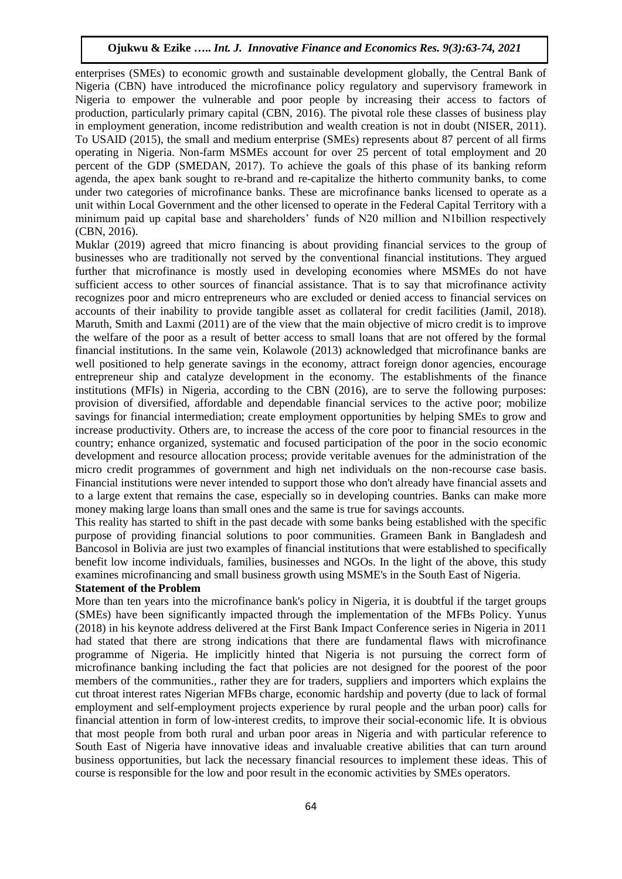enterprises (SMEs) to economic growth and sustainable development globally, the Central Bank of Nigeria (CBN) have introduced the microfinance policy regulatory and supervisory framework in Nigeria to empower the vulnerable and poor people by increasing their access to factors of production, particularly primary capital (CBN, 2016). The pivotal role these classes of business play in employment generation, income redistribution and wealth creation is not in doubt (NISER, 2011). To USAID (2015), the small and medium enterprise (SMEs) represents about 87 percent of all firms operating in Nigeria. Non-farm MSMEs account for over 25 percent of total employment and 20 percent of the GDP (SMEDAN, 2017). To achieve the goals of this phase of its banking reform agenda, the apex bank sought to re-brand and re-capitalize the hitherto community banks, to come under two categories of microfinance banks. These are microfinance banks licensed to operate as a unit within Local Government and the other licensed to operate in the Federal Capital Territory with a minimum paid up capital base and shareholders' funds of N20 million and N1billion respectively (CBN, 2016).

Muklar (2019) agreed that micro financing is about providing financial services to the group of businesses who are traditionally not served by the conventional financial institutions. They argued further that microfinance is mostly used in developing economies where MSMEs do not have sufficient access to other sources of financial assistance. That is to say that microfinance activity recognizes poor and micro entrepreneurs who are excluded or denied access to financial services on accounts of their inability to provide tangible asset as collateral for credit facilities (Jamil, 2018). Maruth, Smith and Laxmi (2011) are of the view that the main objective of micro credit is to improve the welfare of the poor as a result of better access to small loans that are not offered by the formal financial institutions. In the same vein, Kolawole (2013) acknowledged that microfinance banks are well positioned to help generate savings in the economy, attract foreign donor agencies, encourage entrepreneur ship and catalyze development in the economy. The establishments of the finance institutions (MFIs) in Nigeria, according to the CBN (2016), are to serve the following purposes: provision of diversified, affordable and dependable financial services to the active poor; mobilize savings for financial intermediation; create employment opportunities by helping SMEs to grow and increase productivity. Others are, to increase the access of the core poor to financial resources in the country; enhance organized, systematic and focused participation of the poor in the socio economic development and resource allocation process; provide veritable avenues for the administration of the micro credit programmes of government and high net individuals on the non-recourse case basis. Financial institutions were never intended to support those who don't already have financial assets and to a large extent that remains the case, especially so in developing countries. Banks can make more money making large loans than small ones and the same is true for savings accounts.

This reality has started to shift in the past decade with some banks being established with the specific purpose of providing financial solutions to poor communities. Grameen Bank in Bangladesh and Bancosol in Bolivia are just two examples of financial institutions that were established to specifically benefit low income individuals, families, businesses and NGOs. In the light of the above, this study examines microfinancing and small business growth using MSME's in the South East of Nigeria.

**Statement of the Problem**

More than ten years into the microfinance bank's policy in Nigeria, it is doubtful if the target groups (SMEs) have been significantly impacted through the implementation of the MFBs Policy. Yunus (2018) in his keynote address delivered at the First Bank Impact Conference series in Nigeria in 2011 had stated that there are strong indications that there are fundamental flaws with microfinance programme of Nigeria. He implicitly hinted that Nigeria is not pursuing the correct form of microfinance banking including the fact that policies are not designed for the poorest of the poor members of the communities., rather they are for traders, suppliers and importers which explains the cut throat interest rates Nigerian MFBs charge, economic hardship and poverty (due to lack of formal employment and self-employment projects experience by rural people and the urban poor) calls for financial attention in form of low-interest credits, to improve their social-economic life. It is obvious that most people from both rural and urban poor areas in Nigeria and with particular reference to South East of Nigeria have innovative ideas and invaluable creative abilities that can turn around business opportunities, but lack the necessary financial resources to implement these ideas. This of course is responsible for the low and poor result in the economic activities by SMEs operators.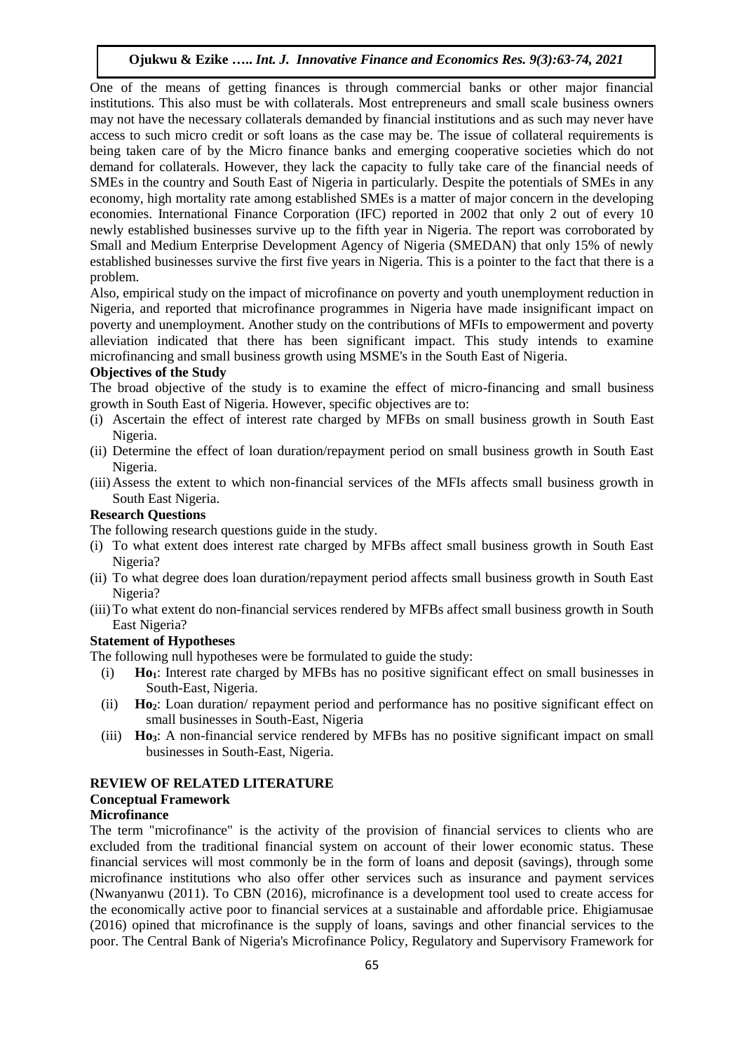One of the means of getting finances is through commercial banks or other major financial institutions. This also must be with collaterals. Most entrepreneurs and small scale business owners may not have the necessary collaterals demanded by financial institutions and as such may never have access to such micro credit or soft loans as the case may be. The issue of collateral requirements is being taken care of by the Micro finance banks and emerging cooperative societies which do not demand for collaterals. However, they lack the capacity to fully take care of the financial needs of SMEs in the country and South East of Nigeria in particularly. Despite the potentials of SMEs in any economy, high mortality rate among established SMEs is a matter of major concern in the developing economies. International Finance Corporation (IFC) reported in 2002 that only 2 out of every 10 newly established businesses survive up to the fifth year in Nigeria. The report was corroborated by Small and Medium Enterprise Development Agency of Nigeria (SMEDAN) that only 15% of newly established businesses survive the first five years in Nigeria. This is a pointer to the fact that there is a problem.

Also, empirical study on the impact of microfinance on poverty and youth unemployment reduction in Nigeria, and reported that microfinance programmes in Nigeria have made insignificant impact on poverty and unemployment. Another study on the contributions of MFIs to empowerment and poverty alleviation indicated that there has been significant impact. This study intends to examine microfinancing and small business growth using MSME's in the South East of Nigeria.

**Objectives of the Study**

The broad objective of the study is to examine the effect of micro-financing and small business growth in South East of Nigeria. However, specific objectives are to:

(i) Ascertain the effect of interest rate charged by MFBs on small business growth in South East Nigeria.
(ii) Determine the effect of loan duration/repayment period on small business growth in South East Nigeria.
(iii) Assess the extent to which non-financial services of the MFIs affects small business growth in South East Nigeria.

**Research Questions**

The following research questions guide in the study.

(i) To what extent does interest rate charged by MFBs affect small business growth in South East Nigeria?
(ii) To what degree does loan duration/repayment period affects small business growth in South East Nigeria?
(iii) To what extent do non-financial services rendered by MFBs affect small business growth in South East Nigeria?

**Statement of Hypotheses**

The following null hypotheses were be formulated to guide the study:

(i) **$Ho_1$**: Interest rate charged by MFBs has no positive significant effect on small businesses in South-East, Nigeria.
(ii) **$Ho_2$**: Loan duration/ repayment period and performance has no positive significant effect on small businesses in South-East, Nigeria
(iii) **$Ho_3$**: A non-financial service rendered by MFBs has no positive significant impact on small businesses in South-East, Nigeria.

## REVIEW OF RELATED LITERATURE

### Conceptual Framework

#### Microfinance

The term "microfinance" is the activity of the provision of financial services to clients who are excluded from the traditional financial system on account of their lower economic status. These financial services will most commonly be in the form of loans and deposit (savings), through some microfinance institutions who also offer other services such as insurance and payment services (Nwanyanwu (2011). To CBN (2016), microfinance is a development tool used to create access for the economically active poor to financial services at a sustainable and affordable price. Ehigiamusae (2016) opined that microfinance is the supply of loans, savings and other financial services to the poor. The Central Bank of Nigeria's Microfinance Policy, Regulatory and Supervisory Framework for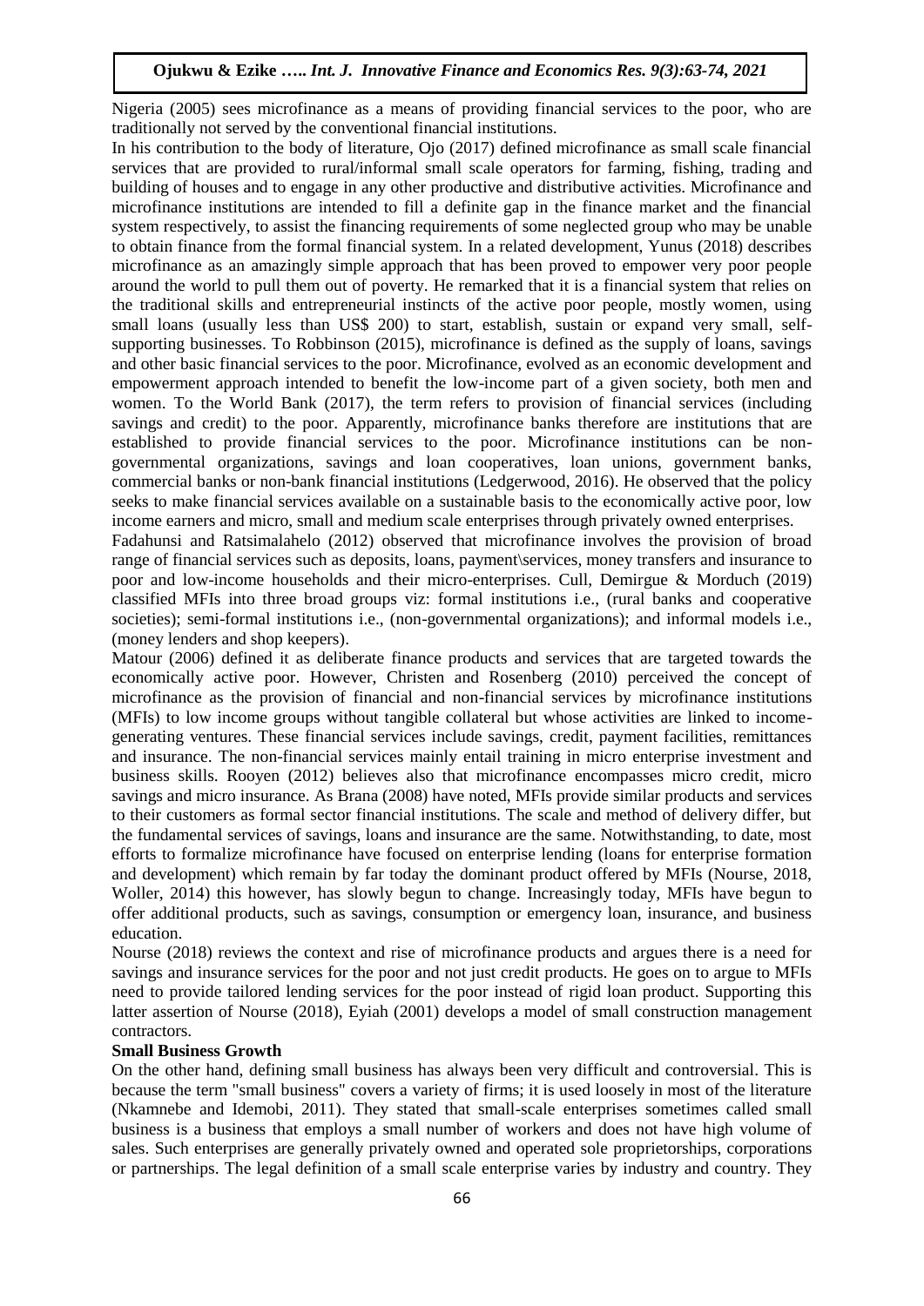Nigeria (2005) sees microfinance as a means of providing financial services to the poor, who are traditionally not served by the conventional financial institutions.

In his contribution to the body of literature, Ojo (2017) defined microfinance as small scale financial services that are provided to rural/informal small scale operators for farming, fishing, trading and building of houses and to engage in any other productive and distributive activities. Microfinance and microfinance institutions are intended to fill a definite gap in the finance market and the financial system respectively, to assist the financing requirements of some neglected group who may be unable to obtain finance from the formal financial system. In a related development, Yunus (2018) describes microfinance as an amazingly simple approach that has been proved to empower very poor people around the world to pull them out of poverty. He remarked that it is a financial system that relies on the traditional skills and entrepreneurial instincts of the active poor people, mostly women, using small loans (usually less than US$ 200) to start, establish, sustain or expand very small, self-supporting businesses. To Robbinson (2015), microfinance is defined as the supply of loans, savings and other basic financial services to the poor. Microfinance, evolved as an economic development and empowerment approach intended to benefit the low-income part of a given society, both men and women. To the World Bank (2017), the term refers to provision of financial services (including savings and credit) to the poor. Apparently, microfinance banks therefore are institutions that are established to provide financial services to the poor. Microfinance institutions can be non-governmental organizations, savings and loan cooperatives, loan unions, government banks, commercial banks or non-bank financial institutions (Ledgerwood, 2016). He observed that the policy seeks to make financial services available on a sustainable basis to the economically active poor, low income earners and micro, small and medium scale enterprises through privately owned enterprises.

Fadahunsi and Ratsimalahelo (2012) observed that microfinance involves the provision of broad range of financial services such as deposits, loans, payment\services, money transfers and insurance to poor and low-income households and their micro-enterprises. Cull, Demirgue & Morduch (2019) classified MFIs into three broad groups viz: formal institutions i.e., (rural banks and cooperative societies); semi-formal institutions i.e., (non-governmental organizations); and informal models i.e., (money lenders and shop keepers).

Matour (2006) defined it as deliberate finance products and services that are targeted towards the economically active poor. However, Christen and Rosenberg (2010) perceived the concept of microfinance as the provision of financial and non-financial services by microfinance institutions (MFIs) to low income groups without tangible collateral but whose activities are linked to income-generating ventures. These financial services include savings, credit, payment facilities, remittances and insurance. The non-financial services mainly entail training in micro enterprise investment and business skills. Rooyen (2012) believes also that microfinance encompasses micro credit, micro savings and micro insurance. As Brana (2008) have noted, MFIs provide similar products and services to their customers as formal sector financial institutions. The scale and method of delivery differ, but the fundamental services of savings, loans and insurance are the same. Notwithstanding, to date, most efforts to formalize microfinance have focused on enterprise lending (loans for enterprise formation and development) which remain by far today the dominant product offered by MFIs (Nourse, 2018, Woller, 2014) this however, has slowly begun to change. Increasingly today, MFIs have begun to offer additional products, such as savings, consumption or emergency loan, insurance, and business education.

Nourse (2018) reviews the context and rise of microfinance products and argues there is a need for savings and insurance services for the poor and not just credit products. He goes on to argue to MFIs need to provide tailored lending services for the poor instead of rigid loan product. Supporting this latter assertion of Nourse (2018), Eyiah (2001) develops a model of small construction management contractors.

**Small Business Growth**

On the other hand, defining small business has always been very difficult and controversial. This is because the term "small business" covers a variety of firms; it is used loosely in most of the literature (Nkamnebe and Idemobi, 2011). They stated that small-scale enterprises sometimes called small business is a business that employs a small number of workers and does not have high volume of sales. Such enterprises are generally privately owned and operated sole proprietorships, corporations or partnerships. The legal definition of a small scale enterprise varies by industry and country. They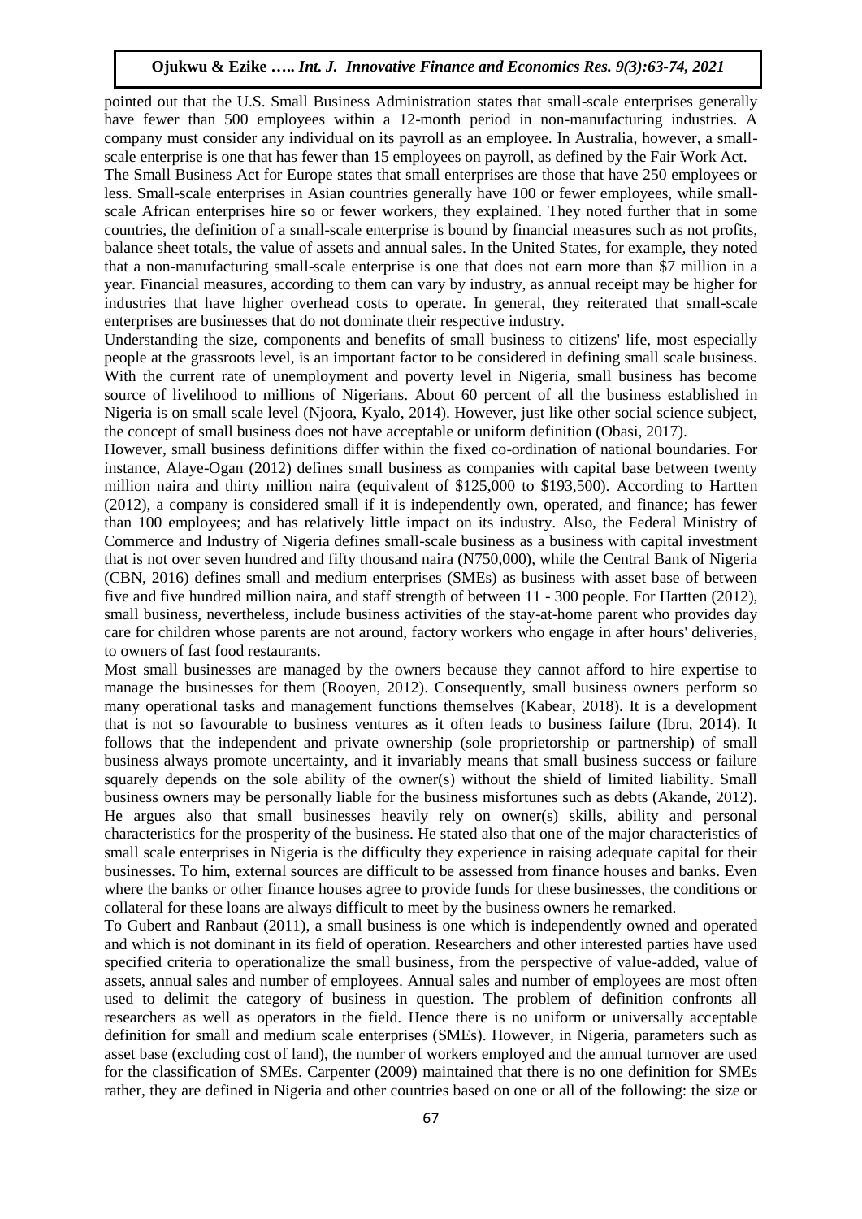pointed out that the U.S. Small Business Administration states that small-scale enterprises generally have fewer than 500 employees within a 12-month period in non-manufacturing industries. A company must consider any individual on its payroll as an employee. In Australia, however, a small-scale enterprise is one that has fewer than 15 employees on payroll, as defined by the Fair Work Act.

The Small Business Act for Europe states that small enterprises are those that have 250 employees or less. Small-scale enterprises in Asian countries generally have 100 or fewer employees, while small-scale African enterprises hire so or fewer workers, they explained. They noted further that in some countries, the definition of a small-scale enterprise is bound by financial measures such as not profits, balance sheet totals, the value of assets and annual sales. In the United States, for example, they noted that a non-manufacturing small-scale enterprise is one that does not earn more than $7 million in a year. Financial measures, according to them can vary by industry, as annual receipt may be higher for industries that have higher overhead costs to operate. In general, they reiterated that small-scale enterprises are businesses that do not dominate their respective industry.

Understanding the size, components and benefits of small business to citizens' life, most especially people at the grassroots level, is an important factor to be considered in defining small scale business. With the current rate of unemployment and poverty level in Nigeria, small business has become source of livelihood to millions of Nigerians. About 60 percent of all the business established in Nigeria is on small scale level (Njoora, Kyalo, 2014). However, just like other social science subject, the concept of small business does not have acceptable or uniform definition (Obasi, 2017).

However, small business definitions differ within the fixed co-ordination of national boundaries. For instance, Alaye-Ogan (2012) defines small business as companies with capital base between twenty million naira and thirty million naira (equivalent of $125,000 to $193,500). According to Hartten (2012), a company is considered small if it is independently own, operated, and finance; has fewer than 100 employees; and has relatively little impact on its industry. Also, the Federal Ministry of Commerce and Industry of Nigeria defines small-scale business as a business with capital investment that is not over seven hundred and fifty thousand naira (N750,000), while the Central Bank of Nigeria (CBN, 2016) defines small and medium enterprises (SMEs) as business with asset base of between five and five hundred million naira, and staff strength of between 11 - 300 people. For Hartten (2012), small business, nevertheless, include business activities of the stay-at-home parent who provides day care for children whose parents are not around, factory workers who engage in after hours' deliveries, to owners of fast food restaurants.

Most small businesses are managed by the owners because they cannot afford to hire expertise to manage the businesses for them (Rooyen, 2012). Consequently, small business owners perform so many operational tasks and management functions themselves (Kabear, 2018). It is a development that is not so favourable to business ventures as it often leads to business failure (Ibru, 2014). It follows that the independent and private ownership (sole proprietorship or partnership) of small business always promote uncertainty, and it invariably means that small business success or failure squarely depends on the sole ability of the owner(s) without the shield of limited liability. Small business owners may be personally liable for the business misfortunes such as debts (Akande, 2012). He argues also that small businesses heavily rely on owner(s) skills, ability and personal characteristics for the prosperity of the business. He stated also that one of the major characteristics of small scale enterprises in Nigeria is the difficulty they experience in raising adequate capital for their businesses. To him, external sources are difficult to be assessed from finance houses and banks. Even where the banks or other finance houses agree to provide funds for these businesses, the conditions or collateral for these loans are always difficult to meet by the business owners he remarked.

To Gubert and Ranbaut (2011), a small business is one which is independently owned and operated and which is not dominant in its field of operation. Researchers and other interested parties have used specified criteria to operationalize the small business, from the perspective of value-added, value of assets, annual sales and number of employees. Annual sales and number of employees are most often used to delimit the category of business in question. The problem of definition confronts all researchers as well as operators in the field. Hence there is no uniform or universally acceptable definition for small and medium scale enterprises (SMEs). However, in Nigeria, parameters such as asset base (excluding cost of land), the number of workers employed and the annual turnover are used for the classification of SMEs. Carpenter (2009) maintained that there is no one definition for SMEs rather, they are defined in Nigeria and other countries based on one or all of the following: the size or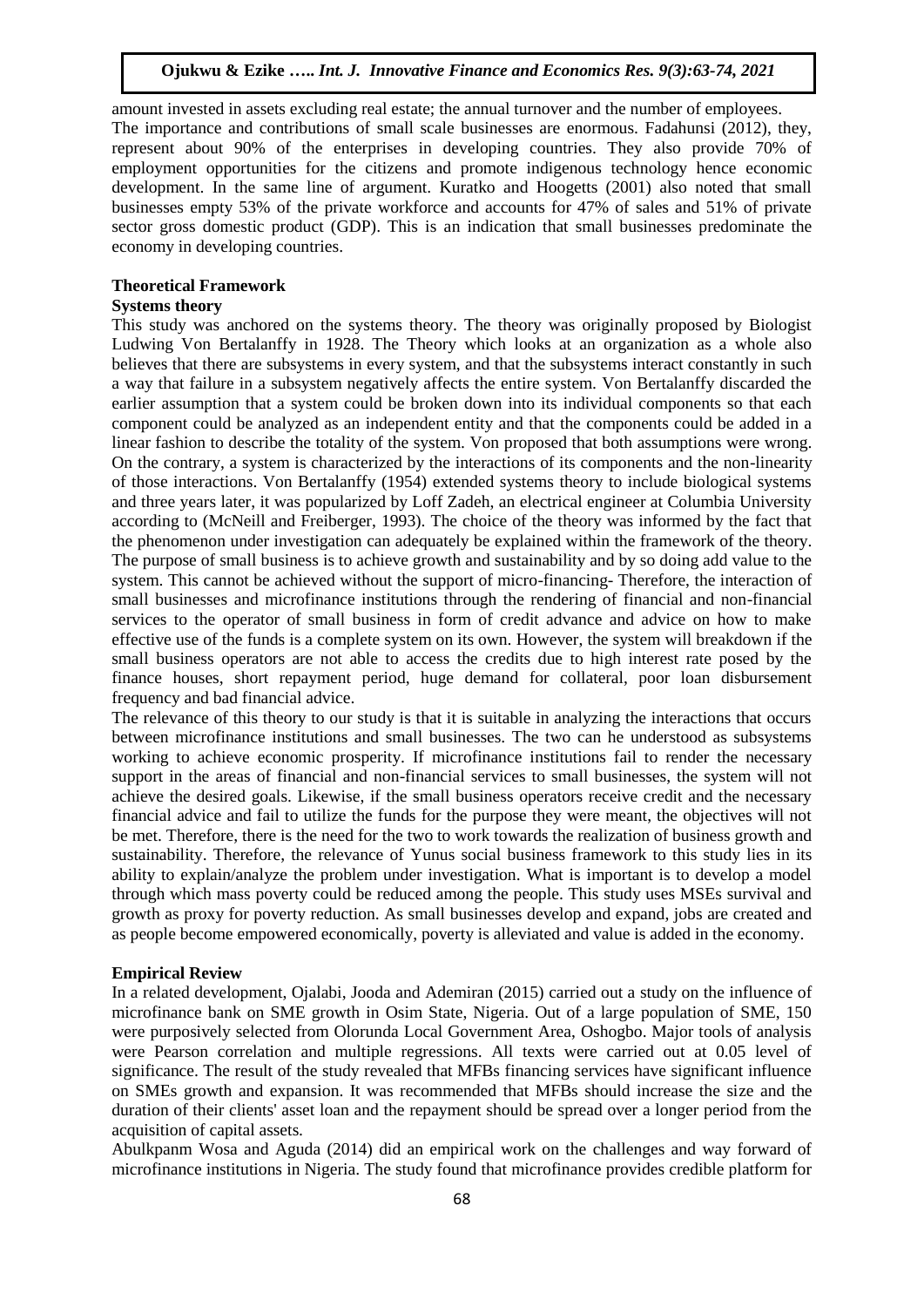amount invested in assets excluding real estate; the annual turnover and the number of employees.

The importance and contributions of small scale businesses are enormous. Fadahunsi (2012), they, represent about 90% of the enterprises in developing countries. They also provide 70% of employment opportunities for the citizens and promote indigenous technology hence economic development. In the same line of argument. Kuratko and Hoogetts (2001) also noted that small businesses empty 53% of the private workforce and accounts for 47% of sales and 51% of private sector gross domestic product (GDP). This is an indication that small businesses predominate the economy in developing countries.

## Theoretical Framework

### Systems theory

This study was anchored on the systems theory. The theory was originally proposed by Biologist Ludwing Von Bertalanffy in 1928. The Theory which looks at an organization as a whole also believes that there are subsystems in every system, and that the subsystems interact constantly in such a way that failure in a subsystem negatively affects the entire system. Von Bertalanffy discarded the earlier assumption that a system could be broken down into its individual components so that each component could be analyzed as an independent entity and that the components could be added in a linear fashion to describe the totality of the system. Von proposed that both assumptions were wrong. On the contrary, a system is characterized by the interactions of its components and the non-linearity of those interactions. Von Bertalanffy (1954) extended systems theory to include biological systems and three years later, it was popularized by Loff Zadeh, an electrical engineer at Columbia University according to (McNeill and Freiberger, 1993). The choice of the theory was informed by the fact that the phenomenon under investigation can adequately be explained within the framework of the theory. The purpose of small business is to achieve growth and sustainability and by so doing add value to the system. This cannot be achieved without the support of micro-financing- Therefore, the interaction of small businesses and microfinance institutions through the rendering of financial and non-financial services to the operator of small business in form of credit advance and advice on how to make effective use of the funds is a complete system on its own. However, the system will breakdown if the small business operators are not able to access the credits due to high interest rate posed by the finance houses, short repayment period, huge demand for collateral, poor loan disbursement frequency and bad financial advice.

The relevance of this theory to our study is that it is suitable in analyzing the interactions that occurs between microfinance institutions and small businesses. The two can he understood as subsystems working to achieve economic prosperity. If microfinance institutions fail to render the necessary support in the areas of financial and non-financial services to small businesses, the system will not achieve the desired goals. Likewise, if the small business operators receive credit and the necessary financial advice and fail to utilize the funds for the purpose they were meant, the objectives will not be met. Therefore, there is the need for the two to work towards the realization of business growth and sustainability. Therefore, the relevance of Yunus social business framework to this study lies in its ability to explain/analyze the problem under investigation. What is important is to develop a model through which mass poverty could be reduced among the people. This study uses MSEs survival and growth as proxy for poverty reduction. As small businesses develop and expand, jobs are created and as people become empowered economically, poverty is alleviated and value is added in the economy.

## Empirical Review

In a related development, Ojalabi, Jooda and Ademiran (2015) carried out a study on the influence of microfinance bank on SME growth in Osim State, Nigeria. Out of a large population of SME, 150 were purposively selected from Olorunda Local Government Area, Oshogbo. Major tools of analysis were Pearson correlation and multiple regressions. All texts were carried out at 0.05 level of significance. The result of the study revealed that MFBs financing services have significant influence on SMEs growth and expansion. It was recommended that MFBs should increase the size and the duration of their clients' asset loan and the repayment should be spread over a longer period from the acquisition of capital assets.

Abulkpanm Wosa and Aguda (2014) did an empirical work on the challenges and way forward of microfinance institutions in Nigeria. The study found that microfinance provides credible platform for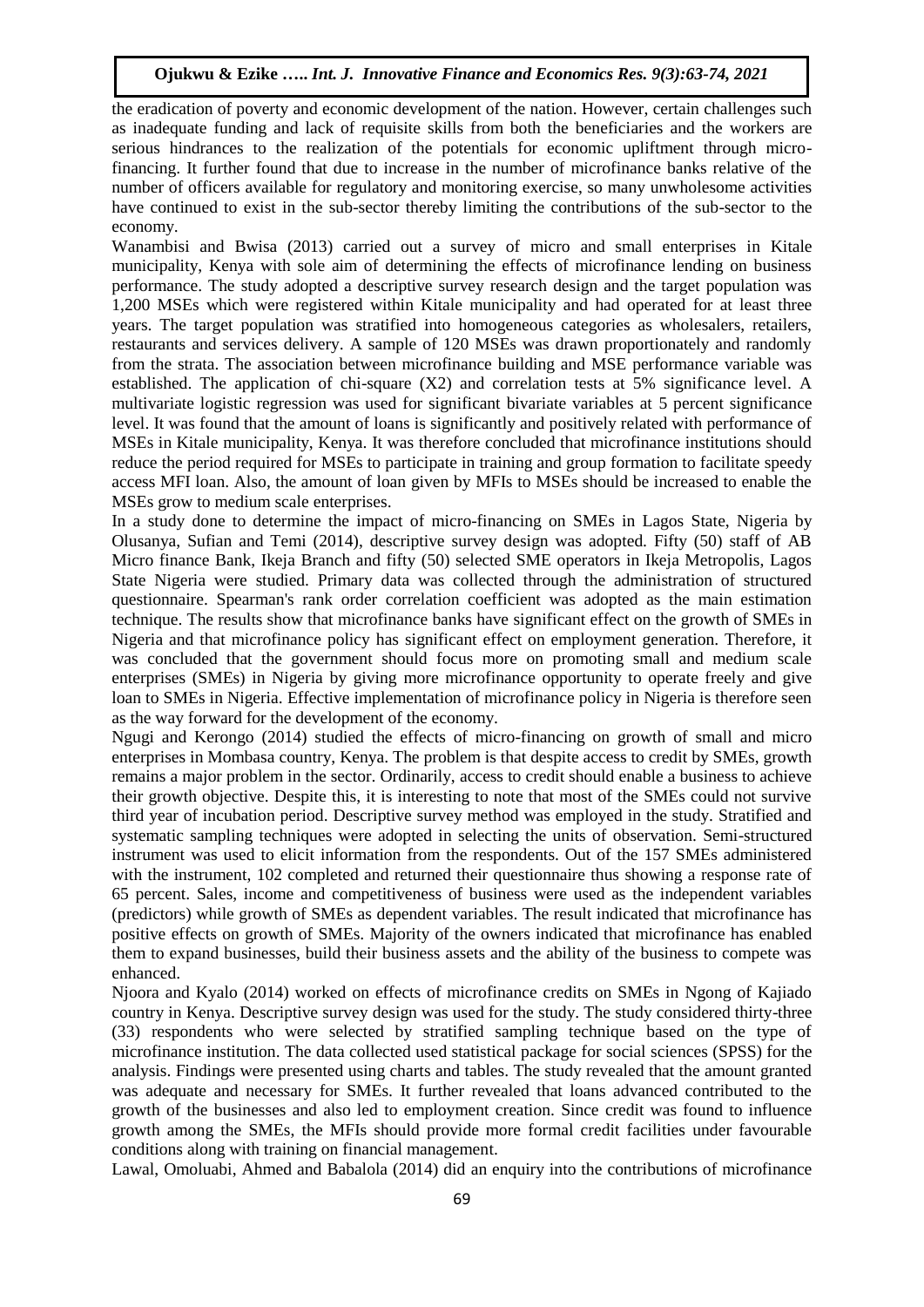the eradication of poverty and economic development of the nation. However, certain challenges such as inadequate funding and lack of requisite skills from both the beneficiaries and the workers are serious hindrances to the realization of the potentials for economic upliftment through micro-financing. It further found that due to increase in the number of microfinance banks relative of the number of officers available for regulatory and monitoring exercise, so many unwholesome activities have continued to exist in the sub-sector thereby limiting the contributions of the sub-sector to the economy.

Wanambisi and Bwisa (2013) carried out a survey of micro and small enterprises in Kitale municipality, Kenya with sole aim of determining the effects of microfinance lending on business performance. The study adopted a descriptive survey research design and the target population was 1,200 MSEs which were registered within Kitale municipality and had operated for at least three years. The target population was stratified into homogeneous categories as wholesalers, retailers, restaurants and services delivery. A sample of 120 MSEs was drawn proportionately and randomly from the strata. The association between microfinance building and MSE performance variable was established. The application of chi-square (X2) and correlation tests at 5% significance level. A multivariate logistic regression was used for significant bivariate variables at 5 percent significance level. It was found that the amount of loans is significantly and positively related with performance of MSEs in Kitale municipality, Kenya. It was therefore concluded that microfinance institutions should reduce the period required for MSEs to participate in training and group formation to facilitate speedy access MFI loan. Also, the amount of loan given by MFIs to MSEs should be increased to enable the MSEs grow to medium scale enterprises.

In a study done to determine the impact of micro-financing on SMEs in Lagos State, Nigeria by Olusanya, Sufian and Temi (2014), descriptive survey design was adopted. Fifty (50) staff of AB Micro finance Bank, Ikeja Branch and fifty (50) selected SME operators in Ikeja Metropolis, Lagos State Nigeria were studied. Primary data was collected through the administration of structured questionnaire. Spearman's rank order correlation coefficient was adopted as the main estimation technique. The results show that microfinance banks have significant effect on the growth of SMEs in Nigeria and that microfinance policy has significant effect on employment generation. Therefore, it was concluded that the government should focus more on promoting small and medium scale enterprises (SMEs) in Nigeria by giving more microfinance opportunity to operate freely and give loan to SMEs in Nigeria. Effective implementation of microfinance policy in Nigeria is therefore seen as the way forward for the development of the economy.

Ngugi and Kerongo (2014) studied the effects of micro-financing on growth of small and micro enterprises in Mombasa country, Kenya. The problem is that despite access to credit by SMEs, growth remains a major problem in the sector. Ordinarily, access to credit should enable a business to achieve their growth objective. Despite this, it is interesting to note that most of the SMEs could not survive third year of incubation period. Descriptive survey method was employed in the study. Stratified and systematic sampling techniques were adopted in selecting the units of observation. Semi-structured instrument was used to elicit information from the respondents. Out of the 157 SMEs administered with the instrument, 102 completed and returned their questionnaire thus showing a response rate of 65 percent. Sales, income and competitiveness of business were used as the independent variables (predictors) while growth of SMEs as dependent variables. The result indicated that microfinance has positive effects on growth of SMEs. Majority of the owners indicated that microfinance has enabled them to expand businesses, build their business assets and the ability of the business to compete was enhanced.

Njoora and Kyalo (2014) worked on effects of microfinance credits on SMEs in Ngong of Kajiado country in Kenya. Descriptive survey design was used for the study. The study considered thirty-three (33) respondents who were selected by stratified sampling technique based on the type of microfinance institution. The data collected used statistical package for social sciences (SPSS) for the analysis. Findings were presented using charts and tables. The study revealed that the amount granted was adequate and necessary for SMEs. It further revealed that loans advanced contributed to the growth of the businesses and also led to employment creation. Since credit was found to influence growth among the SMEs, the MFIs should provide more formal credit facilities under favourable conditions along with training on financial management.

Lawal, Omoluabi, Ahmed and Babalola (2014) did an enquiry into the contributions of microfinance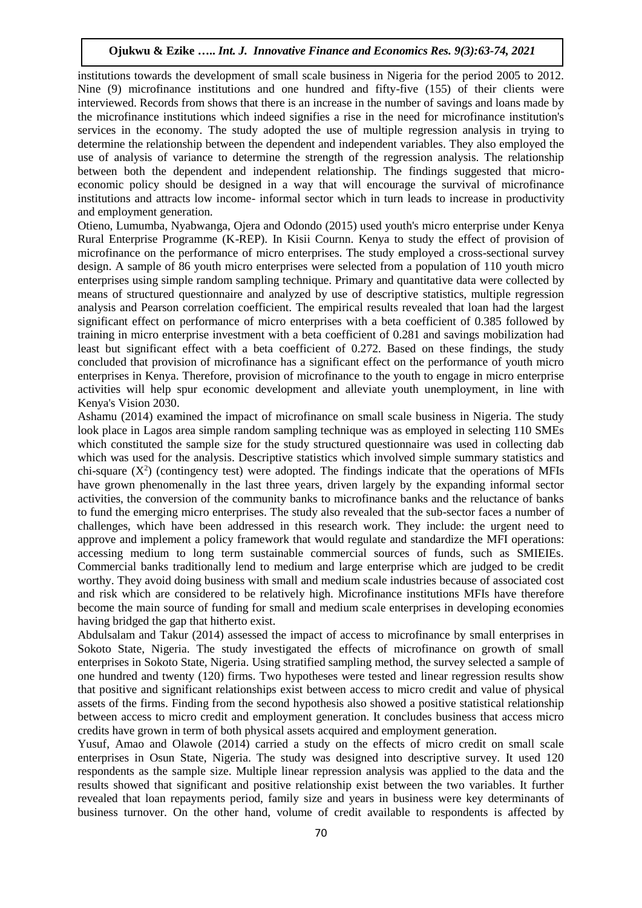institutions towards the development of small scale business in Nigeria for the period 2005 to 2012. Nine (9) microfinance institutions and one hundred and fifty-five (155) of their clients were interviewed. Records from shows that there is an increase in the number of savings and loans made by the microfinance institutions which indeed signifies a rise in the need for microfinance institution's services in the economy. The study adopted the use of multiple regression analysis in trying to determine the relationship between the dependent and independent variables. They also employed the use of analysis of variance to determine the strength of the regression analysis. The relationship between both the dependent and independent relationship. The findings suggested that micro-economic policy should be designed in a way that will encourage the survival of microfinance institutions and attracts low income- informal sector which in turn leads to increase in productivity and employment generation.

Otieno, Lumumba, Nyabwanga, Ojera and Odondo (2015) used youth's micro enterprise under Kenya Rural Enterprise Programme (K-REP). In Kisii Cournn. Kenya to study the effect of provision of microfinance on the performance of micro enterprises. The study employed a cross-sectional survey design. A sample of 86 youth micro enterprises were selected from a population of 110 youth micro enterprises using simple random sampling technique. Primary and quantitative data were collected by means of structured questionnaire and analyzed by use of descriptive statistics, multiple regression analysis and Pearson correlation coefficient. The empirical results revealed that loan had the largest significant effect on performance of micro enterprises with a beta coefficient of 0.385 followed by training in micro enterprise investment with a beta coefficient of 0.281 and savings mobilization had least but significant effect with a beta coefficient of 0.272. Based on these findings, the study concluded that provision of microfinance has a significant effect on the performance of youth micro enterprises in Kenya. Therefore, provision of microfinance to the youth to engage in micro enterprise activities will help spur economic development and alleviate youth unemployment, in line with Kenya's Vision 2030.

Ashamu (2014) examined the impact of microfinance on small scale business in Nigeria. The study look place in Lagos area simple random sampling technique was as employed in selecting 110 SMEs which constituted the sample size for the study structured questionnaire was used in collecting dab which was used for the analysis. Descriptive statistics which involved simple summary statistics and chi-square ($X^2$) (contingency test) were adopted. The findings indicate that the operations of MFIs have grown phenomenally in the last three years, driven largely by the expanding informal sector activities, the conversion of the community banks to microfinance banks and the reluctance of banks to fund the emerging micro enterprises. The study also revealed that the sub-sector faces a number of challenges, which have been addressed in this research work. They include: the urgent need to approve and implement a policy framework that would regulate and standardize the MFI operations: accessing medium to long term sustainable commercial sources of funds, such as SMIEIEs. Commercial banks traditionally lend to medium and large enterprise which are judged to be credit worthy. They avoid doing business with small and medium scale industries because of associated cost and risk which are considered to be relatively high. Microfinance institutions MFIs have therefore become the main source of funding for small and medium scale enterprises in developing economies having bridged the gap that hitherto exist.

Abdulsalam and Takur (2014) assessed the impact of access to microfinance by small enterprises in Sokoto State, Nigeria. The study investigated the effects of microfinance on growth of small enterprises in Sokoto State, Nigeria. Using stratified sampling method, the survey selected a sample of one hundred and twenty (120) firms. Two hypotheses were tested and linear regression results show that positive and significant relationships exist between access to micro credit and value of physical assets of the firms. Finding from the second hypothesis also showed a positive statistical relationship between access to micro credit and employment generation. It concludes business that access micro credits have grown in term of both physical assets acquired and employment generation.

Yusuf, Amao and Olawole (2014) carried a study on the effects of micro credit on small scale enterprises in Osun State, Nigeria. The study was designed into descriptive survey. It used 120 respondents as the sample size. Multiple linear repression analysis was applied to the data and the results showed that significant and positive relationship exist between the two variables. It further revealed that loan repayments period, family size and years in business were key determinants of business turnover. On the other hand, volume of credit available to respondents is affected by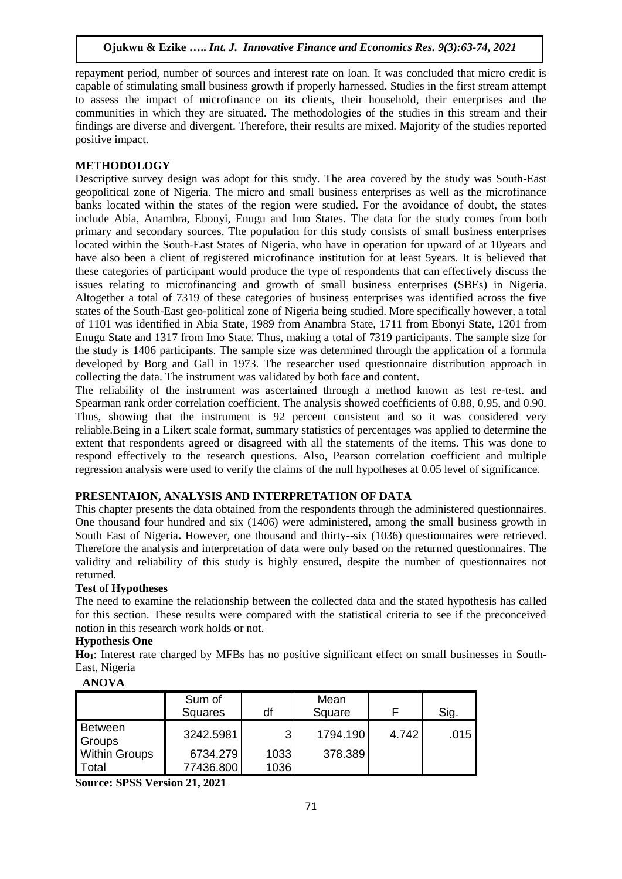repayment period, number of sources and interest rate on loan. It was concluded that micro credit is capable of stimulating small business growth if properly harnessed. Studies in the first stream attempt to assess the impact of microfinance on its clients, their household, their enterprises and the communities in which they are situated. The methodologies of the studies in this stream and their findings are diverse and divergent. Therefore, their results are mixed. Majority of the studies reported positive impact.

## METHODOLOGY

Descriptive survey design was adopt for this study. The area covered by the study was South-East geopolitical zone of Nigeria. The micro and small business enterprises as well as the microfinance banks located within the states of the region were studied. For the avoidance of doubt, the states include Abia, Anambra, Ebonyi, Enugu and Imo States. The data for the study comes from both primary and secondary sources. The population for this study consists of small business enterprises located within the South-East States of Nigeria, who have in operation for upward of at 10years and have also been a client of registered microfinance institution for at least 5years. It is believed that these categories of participant would produce the type of respondents that can effectively discuss the issues relating to microfinancing and growth of small business enterprises (SBEs) in Nigeria. Altogether a total of 7319 of these categories of business enterprises was identified across the five states of the South-East geo-political zone of Nigeria being studied. More specifically however, a total of 1101 was identified in Abia State, 1989 from Anambra State, 1711 from Ebonyi State, 1201 from Enugu State and 1317 from Imo State. Thus, making a total of 7319 participants. The sample size for the study is 1406 participants. The sample size was determined through the application of a formula developed by Borg and Gall in 1973. The researcher used questionnaire distribution approach in collecting the data. The instrument was validated by both face and content.

The reliability of the instrument was ascertained through a method known as test re-test. and Spearman rank order correlation coefficient. The analysis showed coefficients of 0.88, 0,95, and 0.90. Thus, showing that the instrument is 92 percent consistent and so it was considered very reliable.Being in a Likert scale format, summary statistics of percentages was applied to determine the extent that respondents agreed or disagreed with all the statements of the items. This was done to respond effectively to the research questions. Also, Pearson correlation coefficient and multiple regression analysis were used to verify the claims of the null hypotheses at 0.05 level of significance.

## PRESENTAION, ANALYSIS AND INTERPRETATION OF DATA

This chapter presents the data obtained from the respondents through the administered questionnaires. One thousand four hundred and six (1406) were administered, among the small business growth in South East of Nigeria**.** However, one thousand and thirty--six (1036) questionnaires were retrieved. Therefore the analysis and interpretation of data were only based on the returned questionnaires. The validity and reliability of this study is highly ensured, despite the number of questionnaires not returned.

### Test of Hypotheses

The need to examine the relationship between the collected data and the stated hypothesis has called for this section. These results were compared with the statistical criteria to see if the preconceived notion in this research work holds or not.

### Hypothesis One

**$Ho_1$**: Interest rate charged by MFBs has no positive significant effect on small businesses in South-East, Nigeria

**ANOVA**

| | Sum of Squares | df | Mean Square | F | Sig. |
|---|---|---|---|---|---|
| Between Groups | 3242.5981 | 3 | 1794.190 | 4.742 | .015 |
| Within Groups | 6734.279 | 1033 | 378.389 | | |
| Total | 77436.800 | 1036 | | | |

**Source: SPSS Version 21, 2021**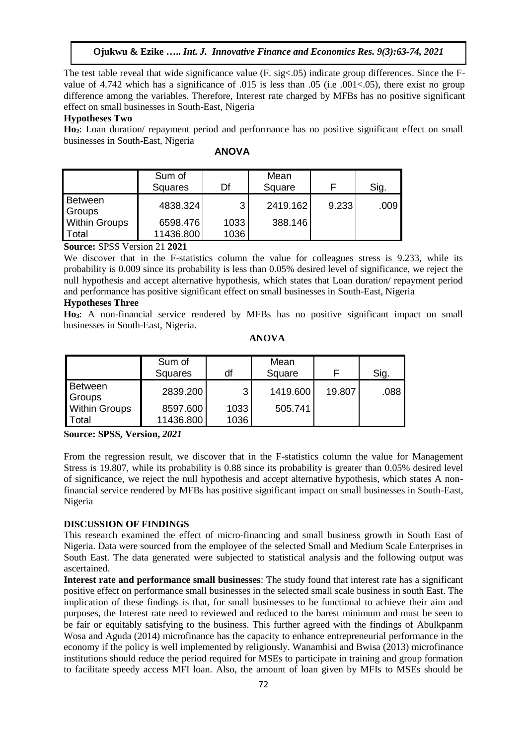The test table reveal that wide significance value (F. sig<.05) indicate group differences. Since the F-value of 4.742 which has a significance of .015 is less than .05 (i.e .001<.05), there exist no group difference among the variables. Therefore, Interest rate charged by MFBs has no positive significant effect on small businesses in South-East, Nigeria

**Hypotheses Two**

**Ho₂**: Loan duration/ repayment period and performance has no positive significant effect on small businesses in South-East, Nigeria

**ANOVA**

| | Sum of Squares | Df | Mean Square | F | Sig. |
|---|---|---|---|---|---|
| Between Groups | 4838.324 | 3 | 2419.162 | 9.233 | .009 |
| Within Groups | 6598.476 | 1033 | 388.146 | | |
| Total | 11436.800 | 1036 | | | |

**Source:** SPSS Version 21 **2021**

We discover that in the F-statistics column the value for colleagues stress is 9.233, while its probability is 0.009 since its probability is less than 0.05% desired level of significance, we reject the null hypothesis and accept alternative hypothesis, which states that Loan duration/ repayment period and performance has positive significant effect on small businesses in South-East, Nigeria

**Hypotheses Three**

**Ho₃**: A non-financial service rendered by MFBs has no positive significant impact on small businesses in South-East, Nigeria.

**ANOVA**

| | Sum of Squares | df | Mean Square | F | Sig. |
|---|---|---|---|---|---|
| Between Groups | 2839.200 | 3 | 1419.600 | 19.807 | .088 |
| Within Groups | 8597.600 | 1033 | 505.741 | | |
| Total | 11436.800 | 1036 | | | |

**Source: SPSS, Version,** ***2021***

From the regression result, we discover that in the F-statistics column the value for Management Stress is 19.807, while its probability is 0.88 since its probability is greater than 0.05% desired level of significance, we reject the null hypothesis and accept alternative hypothesis, which states A non-financial service rendered by MFBs has positive significant impact on small businesses in South-East, Nigeria

## DISCUSSION OF FINDINGS

This research examined the effect of micro-financing and small business growth in South East of Nigeria. Data were sourced from the employee of the selected Small and Medium Scale Enterprises in South East. The data generated were subjected to statistical analysis and the following output was ascertained.

**Interest rate and performance small businesses**: The study found that interest rate has a significant positive effect on performance small businesses in the selected small scale business in south East. The implication of these findings is that, for small businesses to be functional to achieve their aim and purposes, the Interest rate need to reviewed and reduced to the barest minimum and must be seen to be fair or equitably satisfying to the business. This further agreed with the findings of Abulkpanm Wosa and Aguda (2014) microfinance has the capacity to enhance entrepreneurial performance in the economy if the policy is well implemented by religiously. Wanambisi and Bwisa (2013) microfinance institutions should reduce the period required for MSEs to participate in training and group formation to facilitate speedy access MFI loan. Also, the amount of loan given by MFIs to MSEs should be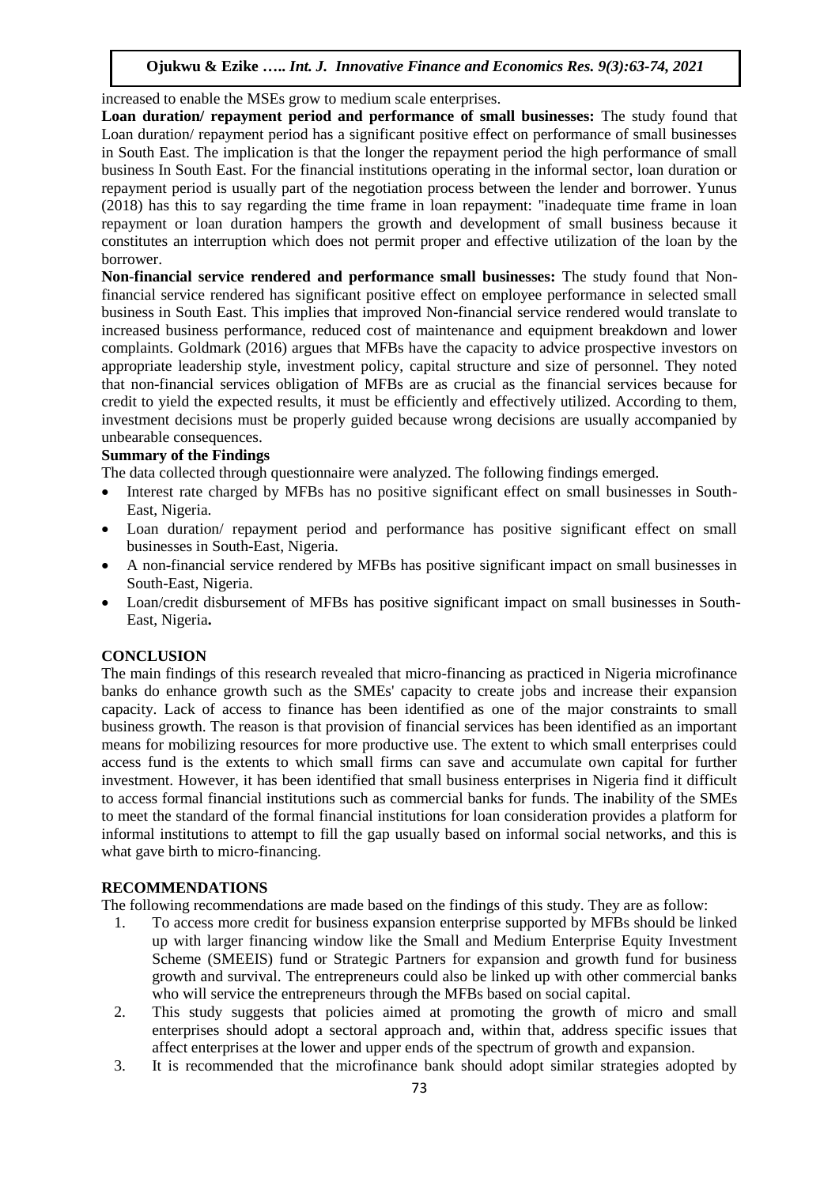increased to enable the MSEs grow to medium scale enterprises.

**Loan duration/ repayment period and performance of small businesses:** The study found that Loan duration/ repayment period has a significant positive effect on performance of small businesses in South East. The implication is that the longer the repayment period the high performance of small business In South East. For the financial institutions operating in the informal sector, loan duration or repayment period is usually part of the negotiation process between the lender and borrower. Yunus (2018) has this to say regarding the time frame in loan repayment: "inadequate time frame in loan repayment or loan duration hampers the growth and development of small business because it constitutes an interruption which does not permit proper and effective utilization of the loan by the borrower.

**Non-financial service rendered and performance small businesses:** The study found that Non-financial service rendered has significant positive effect on employee performance in selected small business in South East. This implies that improved Non-financial service rendered would translate to increased business performance, reduced cost of maintenance and equipment breakdown and lower complaints. Goldmark (2016) argues that MFBs have the capacity to advice prospective investors on appropriate leadership style, investment policy, capital structure and size of personnel. They noted that non-financial services obligation of MFBs are as crucial as the financial services because for credit to yield the expected results, it must be efficiently and effectively utilized. According to them, investment decisions must be properly guided because wrong decisions are usually accompanied by unbearable consequences.

**Summary of the Findings**

The data collected through questionnaire were analyzed. The following findings emerged.

- Interest rate charged by MFBs has no positive significant effect on small businesses in South-East, Nigeria.
- Loan duration/ repayment period and performance has positive significant effect on small businesses in South-East, Nigeria.
- A non-financial service rendered by MFBs has positive significant impact on small businesses in South-East, Nigeria.
- Loan/credit disbursement of MFBs has positive significant impact on small businesses in South-East, Nigeria**.**

## CONCLUSION

The main findings of this research revealed that micro-financing as practiced in Nigeria microfinance banks do enhance growth such as the SMEs' capacity to create jobs and increase their expansion capacity. Lack of access to finance has been identified as one of the major constraints to small business growth. The reason is that provision of financial services has been identified as an important means for mobilizing resources for more productive use. The extent to which small enterprises could access fund is the extents to which small firms can save and accumulate own capital for further investment. However, it has been identified that small business enterprises in Nigeria find it difficult to access formal financial institutions such as commercial banks for funds. The inability of the SMEs to meet the standard of the formal financial institutions for loan consideration provides a platform for informal institutions to attempt to fill the gap usually based on informal social networks, and this is what gave birth to micro-financing.

## RECOMMENDATIONS

The following recommendations are made based on the findings of this study. They are as follow:

1. To access more credit for business expansion enterprise supported by MFBs should be linked up with larger financing window like the Small and Medium Enterprise Equity Investment Scheme (SMEEIS) fund or Strategic Partners for expansion and growth fund for business growth and survival. The entrepreneurs could also be linked up with other commercial banks who will service the entrepreneurs through the MFBs based on social capital.
2. This study suggests that policies aimed at promoting the growth of micro and small enterprises should adopt a sectoral approach and, within that, address specific issues that affect enterprises at the lower and upper ends of the spectrum of growth and expansion.
3. It is recommended that the microfinance bank should adopt similar strategies adopted by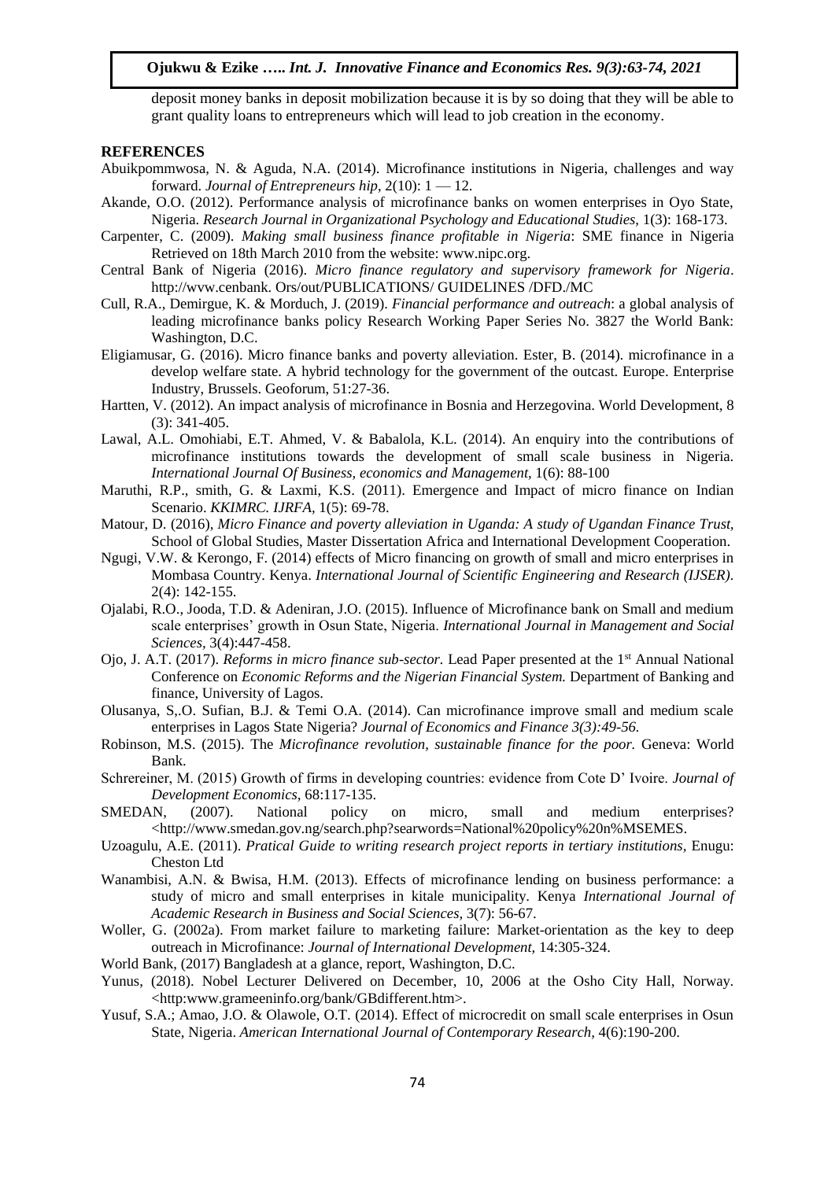deposit money banks in deposit mobilization because it is by so doing that they will be able to grant quality loans to entrepreneurs which will lead to job creation in the economy.

## REFERENCES

Abuikpommwosa, N. & Aguda, N.A. (2014). Microfinance institutions in Nigeria, challenges and way forward. *Journal of Entrepreneurs hip*, 2(10): 1 — 12.

Akande, O.O. (2012). Performance analysis of microfinance banks on women enterprises in Oyo State, Nigeria. *Research Journal in Organizational Psychology and Educational Studies*, 1(3): 168-173.

Carpenter, C. (2009). *Making small business finance profitable in Nigeria*: SME finance in Nigeria Retrieved on 18th March 2010 from the website: www.nipc.org.

Central Bank of Nigeria (2016). *Micro finance regulatory and supervisory framework for Nigeria*. http://wvw.cenbank. Ors/out/PUBLICATIONS/ GUIDELINES /DFD./MC

Cull, R.A., Demirgue, K. & Morduch, J. (2019). *Financial performance and outreach*: a global analysis of leading microfinance banks policy Research Working Paper Series No. 3827 the World Bank: Washington, D.C.

Eligiamusar, G. (2016). Micro finance banks and poverty alleviation. Ester, B. (2014). microfinance in a develop welfare state. A hybrid technology for the government of the outcast. Europe. Enterprise Industry, Brussels. Geoforum, 51:27-36.

Hartten, V. (2012). An impact analysis of microfinance in Bosnia and Herzegovina. World Development, 8 (3): 341-405.

Lawal, A.L. Omohiabi, E.T. Ahmed, V. & Babalola, K.L. (2014). An enquiry into the contributions of microfinance institutions towards the development of small scale business in Nigeria. *International Journal Of Business, economics and Management*, 1(6): 88-100

Maruthi, R.P., smith, G. & Laxmi, K.S. (2011). Emergence and Impact of micro finance on Indian Scenario. *KKIMRC. IJRFA*, 1(5): 69-78.

Matour, D. (2016), *Micro Finance and poverty alleviation in Uganda: A study of Ugandan Finance Trust*, School of Global Studies, Master Dissertation Africa and International Development Cooperation.

Ngugi, V.W. & Kerongo, F. (2014) effects of Micro financing on growth of small and micro enterprises in Mombasa Country. Kenya. *International Journal of Scientific Engineering and Research (IJSER)*. 2(4): 142-155.

Ojalabi, R.O., Jooda, T.D. & Adeniran, J.O. (2015). Influence of Microfinance bank on Small and medium scale enterprises' growth in Osun State, Nigeria. *International Journal in Management and Social Sciences*, 3(4):447-458.

Ojo, J. A.T. (2017). *Reforms in micro finance sub-sector.* Lead Paper presented at the 1st Annual National Conference on *Economic Reforms and the Nigerian Financial System.* Department of Banking and finance, University of Lagos.

Olusanya, S,.O. Sufian, B.J. & Temi O.A. (2014). Can microfinance improve small and medium scale enterprises in Lagos State Nigeria? *Journal of Economics and Finance 3(3):49-56.*

Robinson, M.S. (2015). The *Microfinance revolution, sustainable finance for the poor.* Geneva: World Bank.

Schrereiner, M. (2015) Growth of firms in developing countries: evidence from Cote D' Ivoire. *Journal of Development Economics*, 68:117-135.

SMEDAN, (2007). National policy on micro, small and medium enterprises? <http://www.smedan.gov.ng/search.php?searwords=National%20policy%20n%MSEMES.

Uzoagulu, A.E. (2011). *Pratical Guide to writing research project reports in tertiary institutions*, Enugu: Cheston Ltd

Wanambisi, A.N. & Bwisa, H.M. (2013). Effects of microfinance lending on business performance: a study of micro and small enterprises in kitale municipality. Kenya *International Journal of Academic Research in Business and Social Sciences*, 3(7): 56-67.

Woller, G. (2002a). From market failure to marketing failure: Market-orientation as the key to deep outreach in Microfinance: *Journal of International Development,* 14:305-324.

World Bank, (2017) Bangladesh at a glance, report, Washington, D.C.

Yunus, (2018). Nobel Lecturer Delivered on December, 10, 2006 at the Osho City Hall, Norway. <http:www.grameeninfo.org/bank/GBdifferent.htm>.

Yusuf, S.A.; Amao, J.O. & Olawole, O.T. (2014). Effect of microcredit on small scale enterprises in Osun State, Nigeria. *American International Journal of Contemporary Research*, 4(6):190-200.